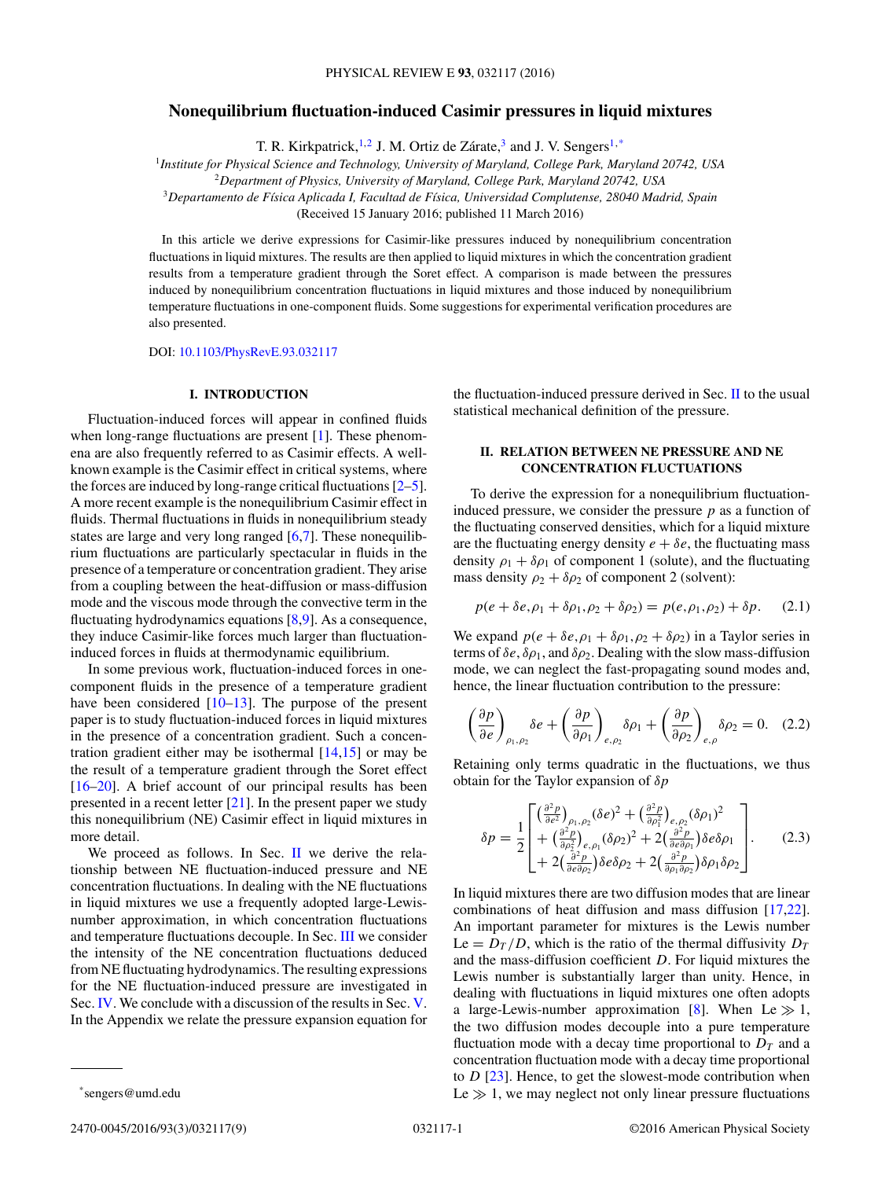# Nonequilibrium fluctuation-induced Casimir pressures in liquid mixtures

T. R. Kirkpatrick,[1,2] J. M. Ortiz de Zárate,[3] and J. V. Sengers[1,*]

[1]*Institute for Physical Science and Technology, University of Maryland, College Park, Maryland 20742, USA*
[2]*Department of Physics, University of Maryland, College Park, Maryland 20742, USA*
[3]*Departamento de Física Aplicada I, Facultad de Física, Universidad Complutense, 28040 Madrid, Spain*

(Received 15 January 2016; published 11 March 2016)

In this article we derive expressions for Casimir-like pressures induced by nonequilibrium concentration fluctuations in liquid mixtures. The results are then applied to liquid mixtures in which the concentration gradient results from a temperature gradient through the Soret effect. A comparison is made between the pressures induced by nonequilibrium concentration fluctuations in liquid mixtures and those induced by nonequilibrium temperature fluctuations in one-component fluids. Some suggestions for experimental verification procedures are also presented.

DOI: 10.1103/PhysRevE.93.032117

## I. INTRODUCTION

Fluctuation-induced forces will appear in confined fluids when long-range fluctuations are present [1]. These phenomena are also frequently referred to as Casimir effects. A well-known example is the Casimir effect in critical systems, where the forces are induced by long-range critical fluctuations [2–5]. A more recent example is the nonequilibrium Casimir effect in fluids. Thermal fluctuations in fluids in nonequilibrium steady states are large and very long ranged [6,7]. These nonequilibrium fluctuations are particularly spectacular in fluids in the presence of a temperature or concentration gradient. They arise from a coupling between the heat-diffusion or mass-diffusion mode and the viscous mode through the convective term in the fluctuating hydrodynamics equations [8,9]. As a consequence, they induce Casimir-like forces much larger than fluctuation-induced forces in fluids at thermodynamic equilibrium.

In some previous work, fluctuation-induced forces in one-component fluids in the presence of a temperature gradient have been considered [10–13]. The purpose of the present paper is to study fluctuation-induced forces in liquid mixtures in the presence of a concentration gradient. Such a concentration gradient either may be isothermal [14,15] or may be the result of a temperature gradient through the Soret effect [16–20]. A brief account of our principal results has been presented in a recent letter [21]. In the present paper we study this nonequilibrium (NE) Casimir effect in liquid mixtures in more detail.

We proceed as follows. In Sec. II we derive the relationship between NE fluctuation-induced pressure and NE concentration fluctuations. In dealing with the NE fluctuations in liquid mixtures we use a frequently adopted large-Lewis-number approximation, in which concentration fluctuations and temperature fluctuations decouple. In Sec. III we consider the intensity of the NE concentration fluctuations deduced from NE fluctuating hydrodynamics. The resulting expressions for the NE fluctuation-induced pressure are investigated in Sec. IV. We conclude with a discussion of the results in Sec. V. In the Appendix we relate the pressure expansion equation for the fluctuation-induced pressure derived in Sec. II to the usual statistical mechanical definition of the pressure.

## II. RELATION BETWEEN NE PRESSURE AND NE CONCENTRATION FLUCTUATIONS

To derive the expression for a nonequilibrium fluctuation-induced pressure, we consider the pressure $p$ as a function of the fluctuating conserved densities, which for a liquid mixture are the fluctuating energy density $e + \delta e$, the fluctuating mass density $\rho_1 + \delta\rho_1$ of component 1 (solute), and the fluctuating mass density $\rho_2 + \delta\rho_2$ of component 2 (solvent):

$$p(e + \delta e, \rho_1 + \delta\rho_1, \rho_2 + \delta\rho_2) = p(e, \rho_1, \rho_2) + \delta p. \qquad (2.1)$$

We expand $p(e + \delta e, \rho_1 + \delta\rho_1, \rho_2 + \delta\rho_2)$ in a Taylor series in terms of $\delta e$, $\delta\rho_1$, and $\delta\rho_2$. Dealing with the slow mass-diffusion mode, we can neglect the fast-propagating sound modes and, hence, the linear fluctuation contribution to the pressure:

$$\left(\frac{\partial p}{\partial e}\right)_{\rho_1,\rho_2} \delta e + \left(\frac{\partial p}{\partial \rho_1}\right)_{e,\rho_2} \delta\rho_1 + \left(\frac{\partial p}{\partial \rho_2}\right)_{e,\rho} \delta\rho_2 = 0. \qquad (2.2)$$

Retaining only terms quadratic in the fluctuations, we thus obtain for the Taylor expansion of $\delta p$

$$\delta p = \frac{1}{2}\begin{bmatrix} \left(\frac{\partial^2 p}{\partial e^2}\right)_{\rho_1,\rho_2}(\delta e)^2 + \left(\frac{\partial^2 p}{\partial \rho_1^2}\right)_{e,\rho_2}(\delta\rho_1)^2 \\ + \left(\frac{\partial^2 p}{\partial \rho_2^2}\right)_{e,\rho_1}(\delta\rho_2)^2 + 2\left(\frac{\partial^2 p}{\partial e \partial \rho_1}\right)\delta e\delta\rho_1 \\ + 2\left(\frac{\partial^2 p}{\partial e \partial \rho_2}\right)\delta e\delta\rho_2 + 2\left(\frac{\partial^2 p}{\partial \rho_1 \partial \rho_2}\right)\delta\rho_1\delta\rho_2 \end{bmatrix}. \qquad (2.3)$$

In liquid mixtures there are two diffusion modes that are linear combinations of heat diffusion and mass diffusion [17,22]. An important parameter for mixtures is the Lewis number $\text{Le} = D_T/D$, which is the ratio of the thermal diffusivity $D_T$ and the mass-diffusion coefficient $D$. For liquid mixtures the Lewis number is substantially larger than unity. Hence, in dealing with fluctuations in liquid mixtures one often adopts a large-Lewis-number approximation [8]. When $\text{Le} \gg 1$, the two diffusion modes decouple into a pure temperature fluctuation mode with a decay time proportional to $D_T$ and a concentration fluctuation mode with a decay time proportional to $D$ [23]. Hence, to get the slowest-mode contribution when $\text{Le} \gg 1$, we may neglect not only linear pressure fluctuations

*sengers@umd.edu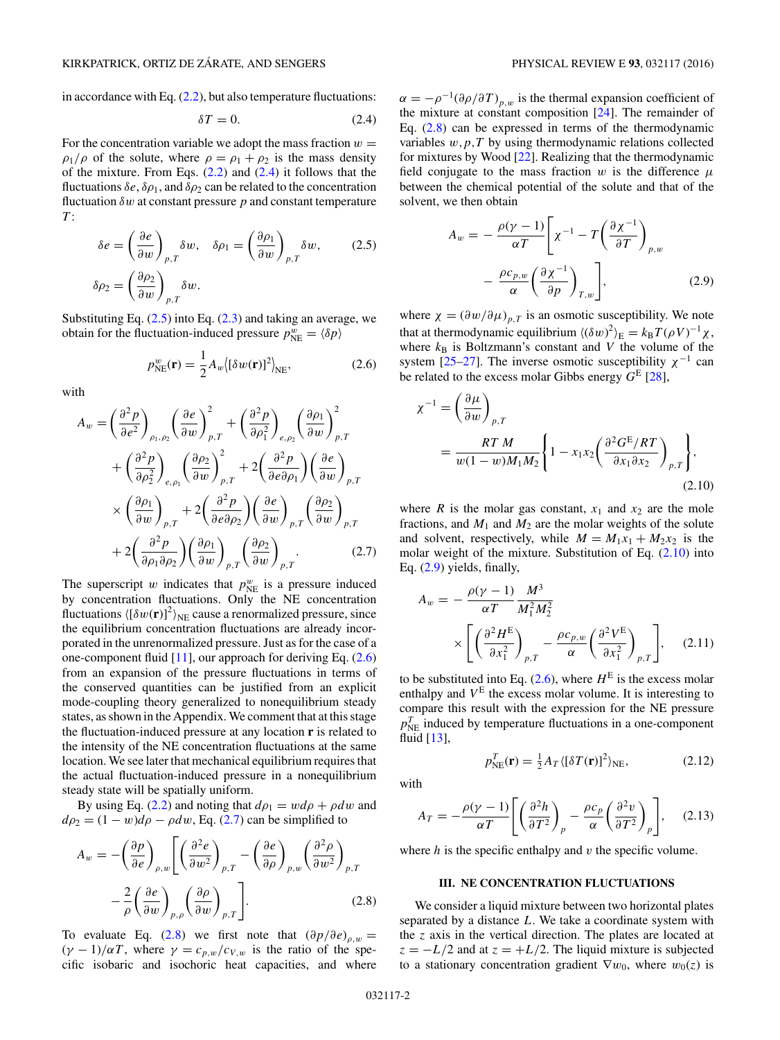in accordance with Eq. (2.2), but also temperature fluctuations:

$$\delta T = 0. \tag{2.4}$$

For the concentration variable we adopt the mass fraction $w = \rho_1/\rho$ of the solute, where $\rho = \rho_1 + \rho_2$ is the mass density of the mixture. From Eqs. (2.2) and (2.4) it follows that the fluctuations $\delta e, \delta\rho_1$, and $\delta\rho_2$ can be related to the concentration fluctuation $\delta w$ at constant pressure $p$ and constant temperature $T$:

$$\delta e = \left(\frac{\partial e}{\partial w}\right)_{p,T}\delta w, \quad \delta\rho_1 = \left(\frac{\partial \rho_1}{\partial w}\right)_{p,T}\delta w, \tag{2.5}$$
$$\delta\rho_2 = \left(\frac{\partial \rho_2}{\partial w}\right)_{p,T}\delta w.$$

Substituting Eq. (2.5) into Eq. (2.3) and taking an average, we obtain for the fluctuation-induced pressure $p^w_{\rm NE} = \langle \delta p\rangle$

$$p^w_{\rm NE}(\mathbf{r}) = \frac{1}{2}A_w\langle[\delta w(\mathbf{r})]^2\rangle_{\rm NE}, \tag{2.6}$$

with

$$\begin{aligned}
A_w = {} & \left(\frac{\partial^2 p}{\partial e^2}\right)_{\rho_1,\rho_2}\left(\frac{\partial e}{\partial w}\right)^2_{p,T} + \left(\frac{\partial^2 p}{\partial \rho_1^2}\right)_{e,\rho_2}\left(\frac{\partial \rho_1}{\partial w}\right)^2_{p,T} \\
& + \left(\frac{\partial^2 p}{\partial \rho_2^2}\right)_{e,\rho_1}\left(\frac{\partial \rho_2}{\partial w}\right)^2_{p,T} + 2\left(\frac{\partial^2 p}{\partial e\partial \rho_1}\right)\left(\frac{\partial e}{\partial w}\right)_{p,T} \\
& \times \left(\frac{\partial \rho_1}{\partial w}\right)_{p,T} + 2\left(\frac{\partial^2 p}{\partial e\partial \rho_2}\right)\left(\frac{\partial e}{\partial w}\right)_{p,T}\left(\frac{\partial \rho_2}{\partial w}\right)_{p,T} \\
& + 2\left(\frac{\partial^2 p}{\partial \rho_1\partial \rho_2}\right)\left(\frac{\partial \rho_1}{\partial w}\right)_{p,T}\left(\frac{\partial \rho_2}{\partial w}\right)_{p,T}.
\end{aligned} \tag{2.7}$$

The superscript $w$ indicates that $p^w_{\rm NE}$ is a pressure induced by concentration fluctuations. Only the NE concentration fluctuations $\langle[\delta w(\mathbf{r})]^2\rangle_{\rm NE}$ cause a renormalized pressure, since the equilibrium concentration fluctuations are already incorporated in the unrenormalized pressure. Just as for the case of a one-component fluid [11], our approach for deriving Eq. (2.6) from an expansion of the pressure fluctuations in terms of the conserved quantities can be justified from an explicit mode-coupling theory generalized to nonequilibrium steady states, as shown in the Appendix. We comment that at this stage the fluctuation-induced pressure at any location $\mathbf{r}$ is related to the intensity of the NE concentration fluctuations at the same location. We see later that mechanical equilibrium requires that the actual fluctuation-induced pressure in a nonequilibrium steady state will be spatially uniform.

By using Eq. (2.2) and noting that $d\rho_1 = w d\rho + \rho dw$ and $d\rho_2 = (1-w)d\rho - \rho dw$, Eq. (2.7) can be simplified to

$$\begin{aligned}
A_w = -\left(\frac{\partial p}{\partial e}\right)_{\rho,w}\Bigg[&\left(\frac{\partial^2 e}{\partial w^2}\right)_{p,T} - \left(\frac{\partial e}{\partial \rho}\right)_{p,w}\left(\frac{\partial^2 \rho}{\partial w^2}\right)_{p,T} \\
& - \frac{2}{\rho}\left(\frac{\partial e}{\partial w}\right)_{p,\rho}\left(\frac{\partial \rho}{\partial w}\right)_{p,T}\Bigg].
\end{aligned} \tag{2.8}$$

To evaluate Eq. (2.8) we first note that $(\partial p/\partial e)_{\rho,w} = (\gamma-1)/\alpha T$, where $\gamma = c_{p,w}/c_{V,w}$ is the ratio of the specific isobaric and isochoric heat capacities, and where $\alpha = -\rho^{-1}(\partial\rho/\partial T)_{p,w}$ is the thermal expansion coefficient of the mixture at constant composition [24]. The remainder of Eq. (2.8) can be expressed in terms of the thermodynamic variables $w,p,T$ by using thermodynamic relations collected for mixtures by Wood [22]. Realizing that the thermodynamic field conjugate to the mass fraction $w$ is the difference $\mu$ between the chemical potential of the solute and that of the solvent, we then obtain

$$\begin{aligned}
A_w = -\frac{\rho(\gamma-1)}{\alpha T}\Bigg[&\chi^{-1} - T\left(\frac{\partial \chi^{-1}}{\partial T}\right)_{p,w} \\
& - \frac{\rho c_{p,w}}{\alpha}\left(\frac{\partial \chi^{-1}}{\partial p}\right)_{T,w}\Bigg],
\end{aligned} \tag{2.9}$$

where $\chi = (\partial w/\partial\mu)_{p,T}$ is an osmotic susceptibility. We note that at thermodynamic equilibrium $\langle(\delta w)^2\rangle_{\rm E} = k_{\rm B}T(\rho V)^{-1}\chi$, where $k_{\rm B}$ is Boltzmann's constant and $V$ the volume of the system [25–27]. The inverse osmotic susceptibility $\chi^{-1}$ can be related to the excess molar Gibbs energy $G^{\rm E}$ [28],

$$\begin{aligned}
\chi^{-1} &= \left(\frac{\partial \mu}{\partial w}\right)_{p,T} \\
&= \frac{RT\,M}{w(1-w)M_1M_2}\left\{1 - x_1x_2\left(\frac{\partial^2 G^{\rm E}/RT}{\partial x_1\partial x_2}\right)_{p,T}\right\},
\end{aligned} \tag{2.10}$$

where $R$ is the molar gas constant, $x_1$ and $x_2$ are the mole fractions, and $M_1$ and $M_2$ are the molar weights of the solute and solvent, respectively, while $M = M_1x_1 + M_2x_2$ is the molar weight of the mixture. Substitution of Eq. (2.10) into Eq. (2.9) yields, finally,

$$\begin{aligned}
A_w = -&\frac{\rho(\gamma-1)}{\alpha T}\frac{M^3}{M_1^2M_2^2} \\
&\times\left[\left(\frac{\partial^2 H^{\rm E}}{\partial x_1^2}\right)_{p,T} - \frac{\rho c_{p,w}}{\alpha}\left(\frac{\partial^2 V^{\rm E}}{\partial x_1^2}\right)_{p,T}\right],
\end{aligned} \tag{2.11}$$

to be substituted into Eq. (2.6), where $H^{\rm E}$ is the excess molar enthalpy and $V^{\rm E}$ the excess molar volume. It is interesting to compare this result with the expression for the NE pressure $p^T_{\rm NE}$ induced by temperature fluctuations in a one-component fluid [13],

$$p^T_{\rm NE}(\mathbf{r}) = \tfrac{1}{2}A_T\langle[\delta T(\mathbf{r})]^2\rangle_{\rm NE}, \tag{2.12}$$

with

$$A_T = -\frac{\rho(\gamma-1)}{\alpha T}\left[\left(\frac{\partial^2 h}{\partial T^2}\right)_p - \frac{\rho c_p}{\alpha}\left(\frac{\partial^2 v}{\partial T^2}\right)_p\right], \tag{2.13}$$

where $h$ is the specific enthalpy and $v$ the specific volume.

## III. NE CONCENTRATION FLUCTUATIONS

We consider a liquid mixture between two horizontal plates separated by a distance $L$. We take a coordinate system with the $z$ axis in the vertical direction. The plates are located at $z = -L/2$ and at $z = +L/2$. The liquid mixture is subjected to a stationary concentration gradient $\nabla w_0$, where $w_0(z)$ is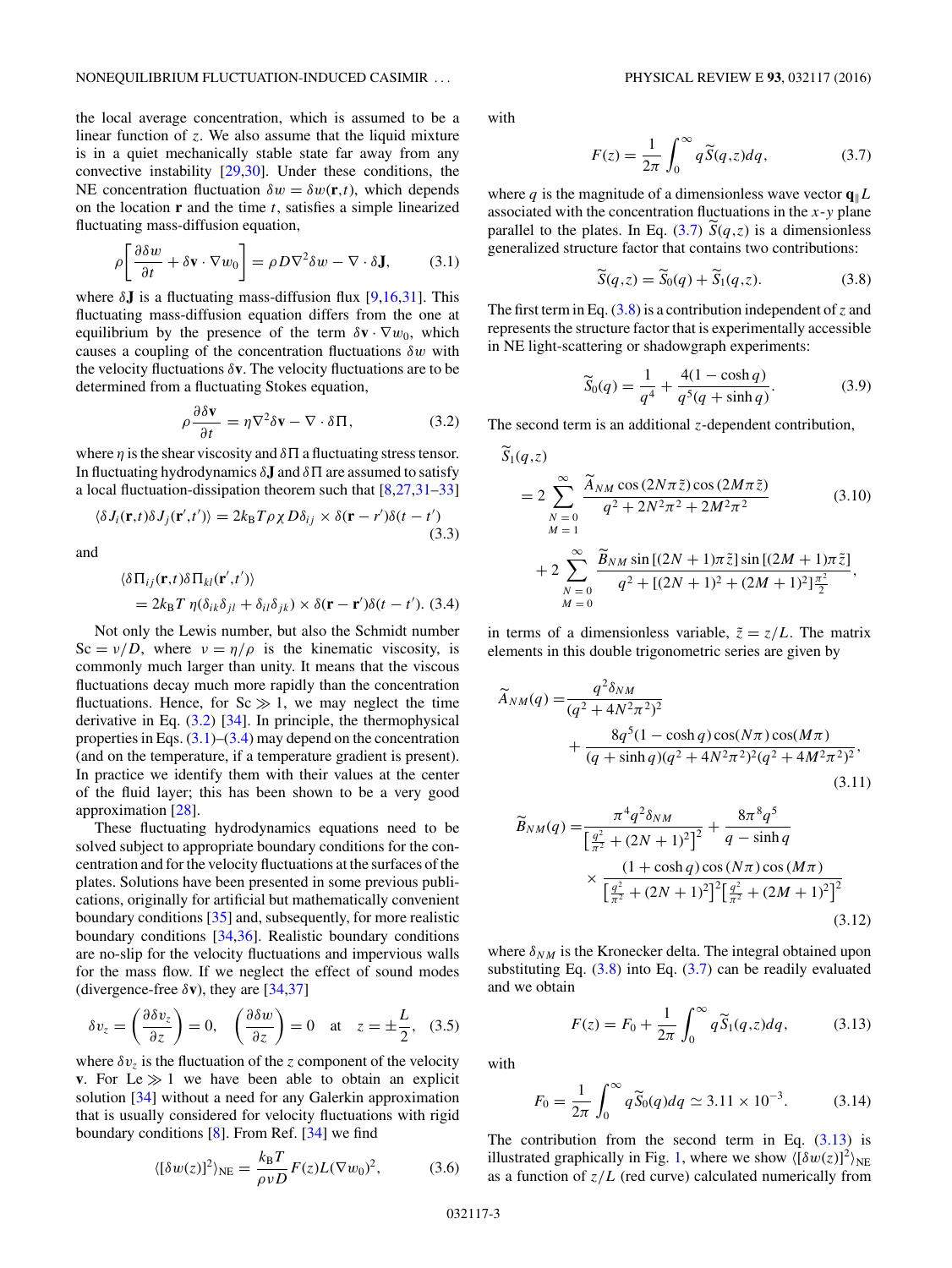the local average concentration, which is assumed to be a linear function of $z$. We also assume that the liquid mixture is in a quiet mechanically stable state far away from any convective instability [29,30]. Under these conditions, the NE concentration fluctuation $\delta w = \delta w(\mathbf{r},t)$, which depends on the location $\mathbf{r}$ and the time $t$, satisfies a simple linearized fluctuating mass-diffusion equation,

$$\rho\left[\frac{\partial \delta w}{\partial t} + \delta\mathbf{v}\cdot\nabla w_0\right] = \rho D \nabla^2 \delta w - \nabla\cdot\delta\mathbf{J}, \tag{3.1}$$

where $\delta\mathbf{J}$ is a fluctuating mass-diffusion flux [9,16,31]. This fluctuating mass-diffusion equation differs from the one at equilibrium by the presence of the term $\delta\mathbf{v}\cdot\nabla w_0$, which causes a coupling of the concentration fluctuations $\delta w$ with the velocity fluctuations $\delta\mathbf{v}$. The velocity fluctuations are to be determined from a fluctuating Stokes equation,

$$\rho\frac{\partial \delta\mathbf{v}}{\partial t} = \eta\nabla^2\delta\mathbf{v} - \nabla\cdot\delta\Pi, \tag{3.2}$$

where $\eta$ is the shear viscosity and $\delta\Pi$ a fluctuating stress tensor. In fluctuating hydrodynamics $\delta\mathbf{J}$ and $\delta\Pi$ are assumed to satisfy a local fluctuation-dissipation theorem such that [8,27,31–33]

$$\langle\delta J_i(\mathbf{r},t)\delta J_j(\mathbf{r}',t')\rangle = 2k_{\mathrm{B}}T\rho\chi D\delta_{ij}\times\delta(\mathbf{r}-r')\delta(t-t') \tag{3.3}$$

and

$$\langle\delta\Pi_{ij}(\mathbf{r},t)\delta\Pi_{kl}(\mathbf{r}',t')\rangle = 2k_{\mathrm{B}}T\,\eta(\delta_{ik}\delta_{jl}+\delta_{il}\delta_{jk})\times\delta(\mathbf{r}-\mathbf{r}')\delta(t-t'). \tag{3.4}$$

Not only the Lewis number, but also the Schmidt number $\mathrm{Sc} = \nu/D$, where $\nu = \eta/\rho$ is the kinematic viscosity, is commonly much larger than unity. It means that the viscous fluctuations decay much more rapidly than the concentration fluctuations. Hence, for $\mathrm{Sc}\gg 1$, we may neglect the time derivative in Eq. (3.2) [34]. In principle, the thermophysical properties in Eqs. (3.1)–(3.4) may depend on the concentration (and on the temperature, if a temperature gradient is present). In practice we identify them with their values at the center of the fluid layer; this has been shown to be a very good approximation [28].

These fluctuating hydrodynamics equations need to be solved subject to appropriate boundary conditions for the concentration and for the velocity fluctuations at the surfaces of the plates. Solutions have been presented in some previous publications, originally for artificial but mathematically convenient boundary conditions [35] and, subsequently, for more realistic boundary conditions [34,36]. Realistic boundary conditions are no-slip for the velocity fluctuations and impervious walls for the mass flow. If we neglect the effect of sound modes (divergence-free $\delta\mathbf{v}$), they are [34,37]

$$\delta v_z = \left(\frac{\partial\delta v_z}{\partial z}\right) = 0, \quad \left(\frac{\partial\delta w}{\partial z}\right) = 0 \quad \text{at} \quad z = \pm\frac{L}{2}, \tag{3.5}$$

where $\delta v_z$ is the fluctuation of the $z$ component of the velocity $\mathbf{v}$. For $\mathrm{Le}\gg 1$ we have been able to obtain an explicit solution [34] without a need for any Galerkin approximation that is usually considered for fluctuations with rigid boundary conditions [8]. From Ref. [34] we find

$$\langle[\delta w(z)]^2\rangle_{\mathrm{NE}} = \frac{k_{\mathrm{B}}T}{\rho\nu D}F(z)L(\nabla w_0)^2, \tag{3.6}$$

with

$$F(z) = \frac{1}{2\pi}\int_0^\infty q\widetilde{S}(q,z)dq, \tag{3.7}$$

where $q$ is the magnitude of a dimensionless wave vector $\mathbf{q}_{\parallel}L$ associated with the concentration fluctuations in the $x$-$y$ plane parallel to the plates. In Eq. (3.7) $\widetilde{S}(q,z)$ is a dimensionless generalized structure factor that contains two contributions:

$$\widetilde{S}(q,z) = \widetilde{S}_0(q) + \widetilde{S}_1(q,z). \tag{3.8}$$

The first term in Eq. (3.8) is a contribution independent of $z$ and represents the structure factor that is experimentally accessible in NE light-scattering or shadowgraph experiments:

$$\widetilde{S}_0(q) = \frac{1}{q^4} + \frac{4(1-\cosh q)}{q^5(q+\sinh q)}. \tag{3.9}$$

The second term is an additional $z$-dependent contribution,

$$\begin{aligned}\widetilde{S}_1(q,z) &= 2\sum_{\substack{N=0\\M=1}}^{\infty}\frac{\widetilde{A}_{NM}\cos(2N\pi\tilde{z})\cos(2M\pi\tilde{z})}{q^2+2N^2\pi^2+2M^2\pi^2}\\ &\quad + 2\sum_{\substack{N=0\\M=0}}^{\infty}\frac{\widetilde{B}_{NM}\sin[(2N+1)\pi\tilde{z}]\sin[(2M+1)\pi\tilde{z}]}{q^2+[(2N+1)^2+(2M+1)^2]\frac{\pi^2}{2}},\end{aligned} \tag{3.10}$$

in terms of a dimensionless variable, $\tilde{z} = z/L$. The matrix elements in this double trigonometric series are given by

$$\widetilde{A}_{NM}(q) = \frac{q^2\delta_{NM}}{(q^2+4N^2\pi^2)^2} + \frac{8q^5(1-\cosh q)\cos(N\pi)\cos(M\pi)}{(q+\sinh q)(q^2+4N^2\pi^2)^2(q^2+4M^2\pi^2)^2}, \tag{3.11}$$

$$\widetilde{B}_{NM}(q) = \frac{\pi^4 q^2\delta_{NM}}{\left[\frac{q^2}{\pi^2}+(2N+1)^2\right]^2} + \frac{8\pi^8 q^5}{q-\sinh q}\times\frac{(1+\cosh q)\cos(N\pi)\cos(M\pi)}{\left[\frac{q^2}{\pi^2}+(2N+1)^2\right]^2\left[\frac{q^2}{\pi^2}+(2M+1)^2\right]^2} \tag{3.12}$$

where $\delta_{NM}$ is the Kronecker delta. The integral obtained upon substituting Eq. (3.8) into Eq. (3.7) can be readily evaluated and we obtain

$$F(z) = F_0 + \frac{1}{2\pi}\int_0^\infty q\widetilde{S}_1(q,z)dq, \tag{3.13}$$

with

$$F_0 = \frac{1}{2\pi}\int_0^\infty q\widetilde{S}_0(q)dq \simeq 3.11\times 10^{-3}. \tag{3.14}$$

The contribution from the second term in Eq. (3.13) is illustrated graphically in Fig. 1, where we show $\langle[\delta w(z)]^2\rangle_{\mathrm{NE}}$ as a function of $z/L$ (red curve) calculated numerically from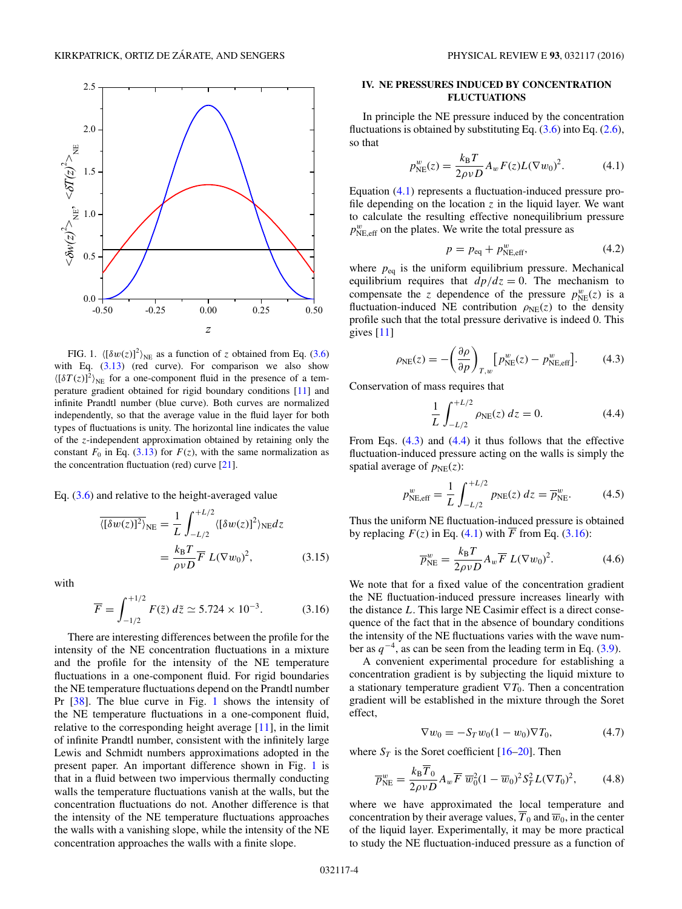FIG. 1. $\langle[\delta w(z)]^2\rangle_{\rm NE}$ as a function of $z$ obtained from Eq. (3.6) with Eq. (3.13) (red curve). For comparison we also show $\langle[\delta T(z)]^2\rangle_{\rm NE}$ for a one-component fluid in the presence of a temperature gradient obtained for rigid boundary conditions [11] and infinite Prandtl number (blue curve). Both curves are normalized independently, so that the average value in the fluid layer for both types of fluctuations is unity. The horizontal line indicates the value of the $z$-independent approximation obtained by retaining only the constant $F_0$ in Eq. (3.13) for $F(z)$, with the same normalization as the concentration fluctuation (red) curve [21].

Eq. (3.6) and relative to the height-averaged value

$$\overline{\langle[\delta w(z)]^2\rangle_{\rm NE}} = \frac{1}{L}\int_{-L/2}^{+L/2}\langle[\delta w(z)]^2\rangle_{\rm NE} dz = \frac{k_{\rm B}T}{\rho\nu D}\overline{F}\, L(\nabla w_0)^2, \tag{3.15}$$

with

$$\overline{F} = \int_{-1/2}^{+1/2} F(\tilde{z})\, d\tilde{z} \simeq 5.724\times 10^{-3}. \tag{3.16}$$

There are interesting differences between the profile for the intensity of the NE concentration fluctuations in a mixture and the profile for the intensity of the NE temperature fluctuations in a one-component fluid. For rigid boundaries the NE temperature fluctuations depend on the Prandtl number Pr [38]. The blue curve in Fig. 1 shows the intensity of the NE temperature fluctuations in a one-component fluid, relative to the corresponding height average [11], in the limit of infinite Prandtl number, consistent with the infinitely large Lewis and Schmidt numbers approximations adopted in the present paper. An important difference shown in Fig. 1 is that in a fluid between two impervious thermally conducting walls the temperature fluctuations vanish at the walls, but the concentration fluctuations do not. Another difference is that the intensity of the NE temperature fluctuations approaches the walls with a vanishing slope, while the intensity of the NE concentration approaches the walls with a finite slope.

## IV. NE PRESSURES INDUCED BY CONCENTRATION FLUCTUATIONS

In principle the NE pressure induced by the concentration fluctuations is obtained by substituting Eq. (3.6) into Eq. (2.6), so that

$$p_{\rm NE}^{w}(z) = \frac{k_{\rm B}T}{2\rho\nu D}A_w F(z) L(\nabla w_0)^2. \tag{4.1}$$

Equation (4.1) represents a fluctuation-induced pressure profile depending on the location $z$ in the liquid layer. We want to calculate the resulting effective nonequilibrium pressure $p_{\rm NE,eff}^{w}$ on the plates. We write the total pressure as

$$p = p_{\rm eq} + p_{\rm NE,eff}^{w}, \tag{4.2}$$

where $p_{\rm eq}$ is the uniform equilibrium pressure. Mechanical equilibrium requires that $dp/dz = 0$. The mechanism to compensate the $z$ dependence of the pressure $p_{\rm NE}^{w}(z)$ is a fluctuation-induced NE contribution $\rho_{\rm NE}(z)$ to the density profile such that the total pressure derivative is indeed 0. This gives [11]

$$\rho_{\rm NE}(z) = -\left(\frac{\partial\rho}{\partial p}\right)_{T,w}\left[p_{\rm NE}^{w}(z) - p_{\rm NE,eff}^{w}\right]. \tag{4.3}$$

Conservation of mass requires that

$$\frac{1}{L}\int_{-L/2}^{+L/2}\rho_{\rm NE}(z)\, dz = 0. \tag{4.4}$$

From Eqs. (4.3) and (4.4) it thus follows that the effective fluctuation-induced pressure acting on the walls is simply the spatial average of $p_{\rm NE}(z)$:

$$p_{\rm NE,eff}^{w} = \frac{1}{L}\int_{-L/2}^{+L/2} p_{\rm NE}(z)\, dz = \overline{p}_{\rm NE}^{w}. \tag{4.5}$$

Thus the uniform NE fluctuation-induced pressure is obtained by replacing $F(z)$ in Eq. (4.1) with $\overline{F}$ from Eq. (3.16):

$$\overline{p}_{\rm NE}^{w} = \frac{k_{\rm B}T}{2\rho\nu D}A_w\overline{F}\, L(\nabla w_0)^2. \tag{4.6}$$

We note that for a fixed value of the concentration gradient the NE fluctuation-induced pressure increases linearly with the distance $L$. This large NE Casimir effect is a direct consequence of the fact that in the absence of boundary conditions the intensity of the NE fluctuations varies with the wave number as $q^{-4}$, as can be seen from the leading term in Eq. (3.9).

A convenient experimental procedure for establishing a concentration gradient is by subjecting the liquid mixture to a stationary temperature gradient $\nabla T_0$. Then a concentration gradient will be established in the mixture through the Soret effect,

$$\nabla w_0 = -S_T w_0(1-w_0)\nabla T_0, \tag{4.7}$$

where $S_T$ is the Soret coefficient [16–20]. Then

$$\overline{p}_{\rm NE}^{w} = \frac{k_{\rm B}\overline{T}_0}{2\rho\nu D}A_w\overline{F}\,\overline{w}_0^2(1-\overline{w}_0)^2 S_T^2 L(\nabla T_0)^2, \tag{4.8}$$

where we have approximated the local temperature and concentration by their average values, $\overline{T}_0$ and $\overline{w}_0$, in the center of the liquid layer. Experimentally, it may be more practical to study the NE fluctuation-induced pressure as a function of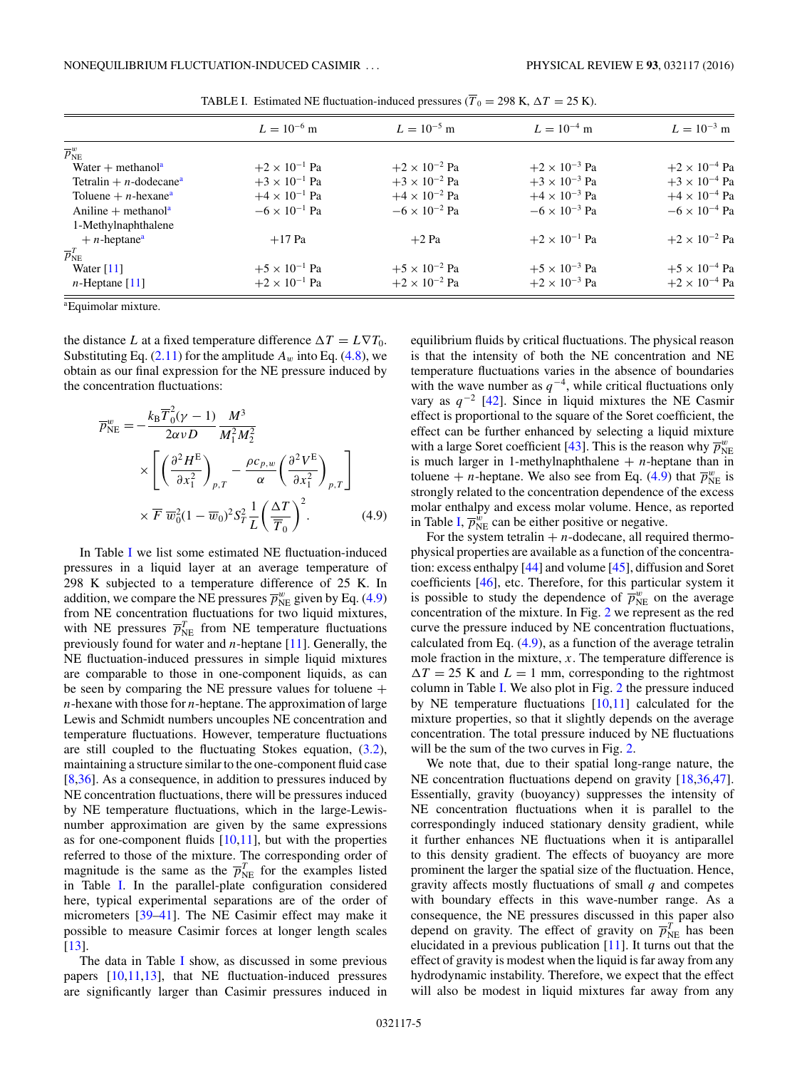TABLE I. Estimated NE fluctuation-induced pressures ($\overline{T}_0 = 298$ K, $\Delta T = 25$ K).

| | $L = 10^{-6}$ m | $L = 10^{-5}$ m | $L = 10^{-4}$ m | $L = 10^{-3}$ m |
|---|---|---|---|---|
| $\overline{p}^{w}_{\rm NE}$ | | | | |
| Water + methanol[a] | $+2 \times 10^{-1}$ Pa | $+2 \times 10^{-2}$ Pa | $+2 \times 10^{-3}$ Pa | $+2 \times 10^{-4}$ Pa |
| Tetralin + $n$-dodecane[a] | $+3 \times 10^{-1}$ Pa | $+3 \times 10^{-2}$ Pa | $+3 \times 10^{-3}$ Pa | $+3 \times 10^{-4}$ Pa |
| Toluene + $n$-hexane[a] | $+4 \times 10^{-1}$ Pa | $+4 \times 10^{-2}$ Pa | $+4 \times 10^{-3}$ Pa | $+4 \times 10^{-4}$ Pa |
| Aniline + methanol[a] | $-6 \times 10^{-1}$ Pa | $-6 \times 10^{-2}$ Pa | $-6 \times 10^{-3}$ Pa | $-6 \times 10^{-4}$ Pa |
| 1-Methylnaphthalene + $n$-heptane[a] | $+17$ Pa | $+2$ Pa | $+2 \times 10^{-1}$ Pa | $+2 \times 10^{-2}$ Pa |
| $\overline{p}^{T}_{\rm NE}$ | | | | |
| Water [11] | $+5 \times 10^{-1}$ Pa | $+5 \times 10^{-2}$ Pa | $+5 \times 10^{-3}$ Pa | $+5 \times 10^{-4}$ Pa |
| $n$-Heptane [11] | $+2 \times 10^{-1}$ Pa | $+2 \times 10^{-2}$ Pa | $+2 \times 10^{-3}$ Pa | $+2 \times 10^{-4}$ Pa |

[a]Equimolar mixture.

the distance $L$ at a fixed temperature difference $\Delta T = L\nabla T_0$. Substituting Eq. (2.11) for the amplitude $A_w$ into Eq. (4.8), we obtain as our final expression for the NE pressure induced by the concentration fluctuations:

$$\overline{p}^{w}_{\rm NE} = -\frac{k_{\rm B}\overline{T}_0^2(\gamma-1)}{2\alpha\nu D}\frac{M^3}{M_1^2 M_2^2} \times \left[\left(\frac{\partial^2 H^{\rm E}}{\partial x_1^2}\right)_{p,T} - \frac{\rho c_{p,w}}{\alpha}\left(\frac{\partial^2 V^{\rm E}}{\partial x_1^2}\right)_{p,T}\right] \times \overline{F}\, \overline{w}_0^2(1-\overline{w}_0)^2 S_T^2 \frac{1}{L}\left(\frac{\Delta T}{\overline{T}_0}\right)^2. \tag{4.9}$$

In Table I we list some estimated NE fluctuation-induced pressures in a liquid layer at an average temperature of 298 K subjected to a temperature difference of 25 K. In addition, we compare the NE pressures $\overline{p}^{w}_{\rm NE}$ given by Eq. (4.9) from NE concentration fluctuations for two liquid mixtures, with NE pressures $\overline{p}^{T}_{\rm NE}$ from NE temperature fluctuations previously found for water and $n$-heptane [11]. Generally, the NE fluctuation-induced pressures in simple liquid mixtures are comparable to those in one-component liquids, as can be seen by comparing the NE pressure values for toluene + $n$-hexane with those for $n$-heptane. The approximation of large Lewis and Schmidt numbers uncouples NE concentration and temperature fluctuations. However, temperature fluctuations are still coupled to the fluctuating Stokes equation, (3.2), maintaining a structure similar to the one-component fluid case [8,36]. As a consequence, in addition to pressures induced by NE concentration fluctuations, there will be pressures induced by NE temperature fluctuations, which in the large-Lewis-number approximation are given by the same expressions as for one-component fluids [10,11], but with the properties referred to those of the mixture. The corresponding order of magnitude is the same as the $\overline{p}^{T}_{\rm NE}$ for the examples listed in Table I. In the parallel-plate configuration considered here, typical experimental separations are of the order of micrometers [39–41]. The NE Casimir effect may make it possible to measure Casimir forces at longer length scales [13].

The data in Table I show, as discussed in some previous papers [10,11,13], that NE fluctuation-induced pressures are significantly larger than Casimir pressures induced in equilibrium fluids by critical fluctuations. The physical reason is that the intensity of both the NE concentration and NE temperature fluctuations varies in the absence of boundaries with the wave number as $q^{-4}$, while critical fluctuations only vary as $q^{-2}$ [42]. Since in liquid mixtures the NE Casmir effect is proportional to the square of the Soret coefficient, the effect can be further enhanced by selecting a liquid mixture with a large Soret coefficient [43]. This is the reason why $\overline{p}^{w}_{\rm NE}$ is much larger in 1-methylnaphthalene + $n$-heptane than in toluene + $n$-heptane. We also see from Eq. (4.9) that $\overline{p}^{w}_{\rm NE}$ is strongly related to the concentration dependence of the excess molar enthalpy and excess molar volume. Hence, as reported in Table I, $\overline{p}^{w}_{\rm NE}$ can be either positive or negative.

For the system tetralin + $n$-dodecane, all required thermophysical properties are available as a function of the concentration: excess enthalpy [44] and volume [45], diffusion and Soret coefficients [46], etc. Therefore, for this particular system it is possible to study the dependence of $\overline{p}^{w}_{\rm NE}$ on the average concentration of the mixture. In Fig. 2 we represent as the red curve the pressure induced by NE concentration fluctuations, calculated from Eq. (4.9), as a function of the average tetralin mole fraction in the mixture, $x$. The temperature difference is $\Delta T = 25$ K and $L = 1$ mm, corresponding to the rightmost column in Table I. We also plot in Fig. 2 the pressure induced by NE temperature fluctuations [10,11] calculated for the mixture properties, so that it slightly depends on the average concentration. The total pressure induced by NE fluctuations will be the sum of the two curves in Fig. 2.

We note that, due to their spatial long-range nature, the NE concentration fluctuations depend on gravity [18,36,47]. Essentially, gravity (buoyancy) suppresses the intensity of NE concentration fluctuations when it is parallel to the correspondingly induced stationary density gradient, while it further enhances NE fluctuations when it is antiparallel to this density gradient. The effects of buoyancy are more prominent the larger the spatial size of the fluctuation. Hence, gravity affects mostly fluctuations of small $q$ and competes with boundary effects in this wave-number range. As a consequence, the NE pressures discussed in this paper also depend on gravity. The effect of gravity on $\overline{p}^{T}_{\rm NE}$ has been elucidated in a previous publication [11]. It turns out that the effect of gravity is modest when the liquid is far away from any hydrodynamic instability. Therefore, we expect that the effect will also be modest in liquid mixtures far away from any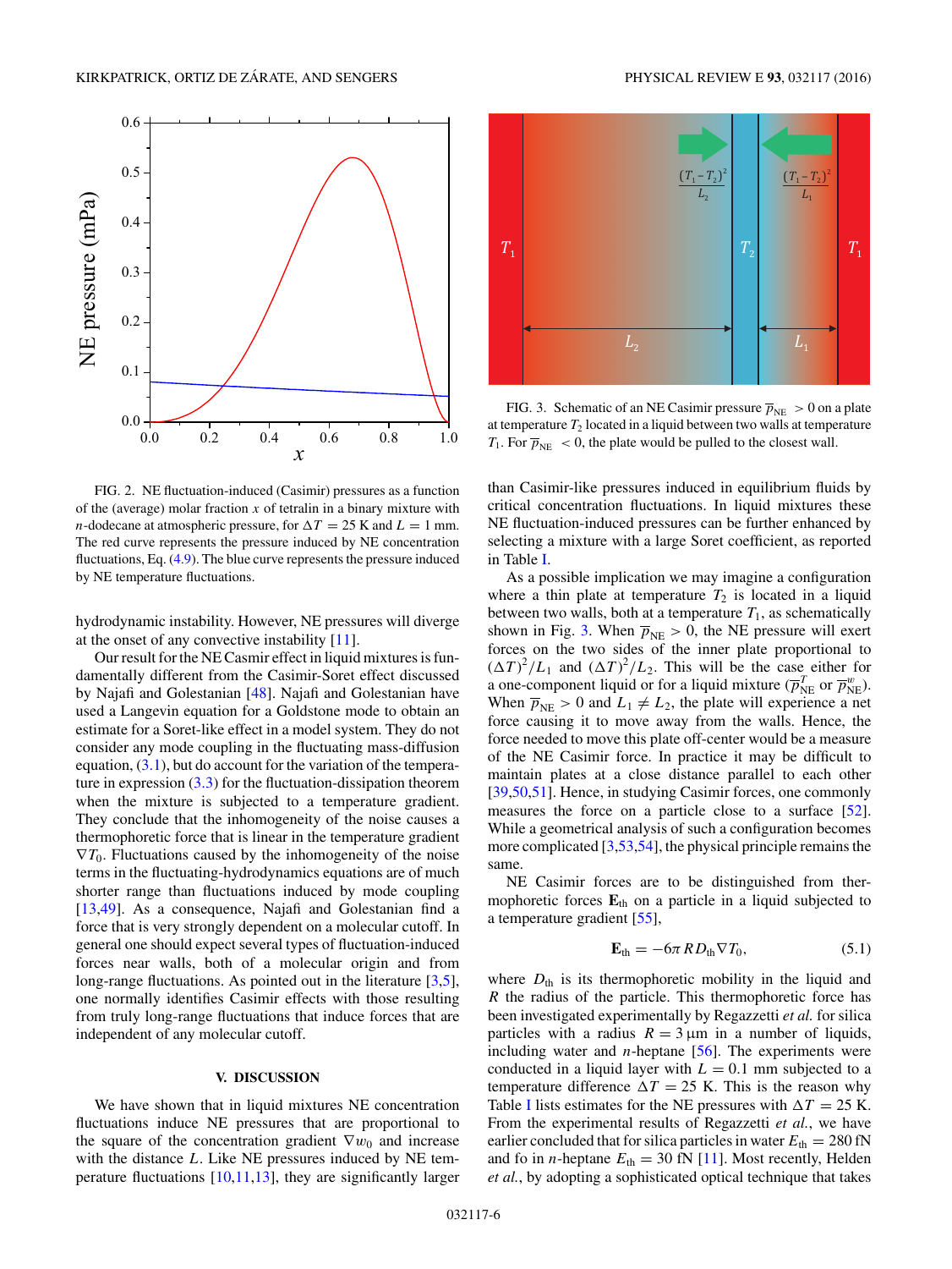FIG. 2. NE fluctuation-induced (Casimir) pressures as a function of the (average) molar fraction $x$ of tetralin in a binary mixture with $n$-dodecane at atmospheric pressure, for $\Delta T = 25$ K and $L = 1$ mm. The red curve represents the pressure induced by NE concentration fluctuations, Eq. (4.9). The blue curve represents the pressure induced by NE temperature fluctuations.

hydrodynamic instability. However, NE pressures will diverge at the onset of any convective instability [11].

Our result for the NE Casmir effect in liquid mixtures is fundamentally different from the Casimir-Soret effect discussed by Najafi and Golestanian [48]. Najafi and Golestanian have used a Langevin equation for a Goldstone mode to obtain an estimate for a Soret-like effect in a model system. They do not consider any mode coupling in the fluctuating mass-diffusion equation, (3.1), but do account for the variation of the temperature in expression (3.3) for the fluctuation-dissipation theorem when the mixture is subjected to a temperature gradient. They conclude that the inhomogeneity of the noise causes a thermophoretic force that is linear in the temperature gradient $\nabla T_0$. Fluctuations caused by the inhomogeneity of the noise terms in the fluctuating-hydrodynamics equations are of much shorter range than fluctuations induced by mode coupling [13,49]. As a consequence, Najafi and Golestanian find a force that is very strongly dependent on a molecular cutoff. In general one should expect several types of fluctuation-induced forces near walls, both of a molecular origin and from long-range fluctuations. As pointed out in the literature [3,5], one normally identifies Casimir effects with those resulting from truly long-range fluctuations that induce forces that are independent of any molecular cutoff.

## V. DISCUSSION

We have shown that in liquid mixtures NE concentration fluctuations induce NE pressures that are proportional to the square of the concentration gradient $\nabla w_0$ and increase with the distance $L$. Like NE pressures induced by NE temperature fluctuations [10,11,13], they are significantly larger than Casimir-like pressures induced in equilibrium fluids by critical concentration fluctuations. In liquid mixtures these NE fluctuation-induced pressures can be further enhanced by selecting a mixture with a large Soret coefficient, as reported in Table I.

FIG. 3. Schematic of an NE Casimir pressure $\overline{p}_{\mathrm{NE}} > 0$ on a plate at temperature $T_2$ located in a liquid between two walls at temperature $T_1$. For $\overline{p}_{\mathrm{NE}} < 0$, the plate would be pulled to the closest wall.

As a possible implication we may imagine a configuration where a thin plate at temperature $T_2$ is located in a liquid between two walls, both at a temperature $T_1$, as schematically shown in Fig. 3. When $\overline{p}_{\mathrm{NE}} > 0$, the NE pressure will exert forces on the two sides of the inner plate proportional to $(\Delta T)^2/L_1$ and $(\Delta T)^2/L_2$. This will be the case either for a one-component liquid or for a liquid mixture ($\overline{p}_{\mathrm{NE}}^{T}$ or $\overline{p}_{\mathrm{NE}}^{w}$). When $\overline{p}_{\mathrm{NE}} > 0$ and $L_1 \neq L_2$, the plate will experience a net force causing it to move away from the walls. Hence, the force needed to move this plate off-center would be a measure of the NE Casimir force. In practice it may be difficult to maintain plates at a close distance parallel to each other [39,50,51]. Hence, in studying Casimir forces, one commonly measures the force on a particle close to a surface [52]. While a geometrical analysis of such a configuration becomes more complicated [3,53,54], the physical principle remains the same.

NE Casimir forces are to be distinguished from thermophoretic forces $\mathbf{E}_{\mathrm{th}}$ on a particle in a liquid subjected to a temperature gradient [55],

$$\mathbf{E}_{\mathrm{th}} = -6\pi R D_{\mathrm{th}} \nabla T_0, \tag{5.1}$$

where $D_{\mathrm{th}}$ is its thermophoretic mobility in the liquid and $R$ the radius of the particle. This thermophoretic force has been investigated experimentally by Regazzetti *et al.* for silica particles with a radius $R = 3\,\mu$m in a number of liquids, including water and $n$-heptane [56]. The experiments were conducted in a liquid layer with $L = 0.1$ mm subjected to a temperature difference $\Delta T = 25$ K. This is the reason why Table I lists estimates for the NE pressures with $\Delta T = 25$ K. From the experimental results of Regazzetti *et al.*, we have earlier concluded that for silica particles in water $E_{\mathrm{th}} = 280$ fN and fo in $n$-heptane $E_{\mathrm{th}} = 30$ fN [11]. Most recently, Helden *et al.*, by adopting a sophisticated optical technique that takes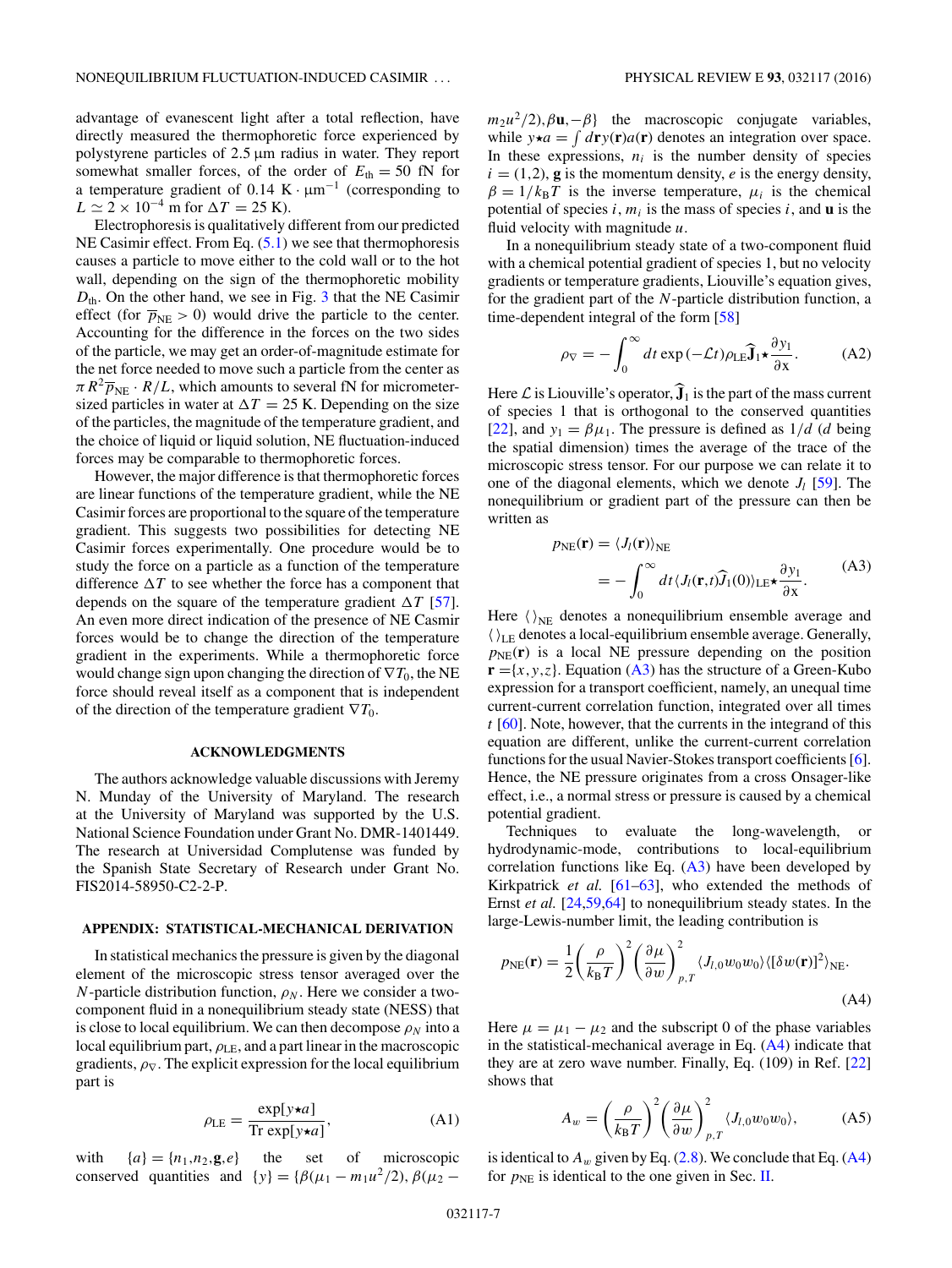advantage of evanescent light after a total reflection, have directly measured the thermophoretic force experienced by polystyrene particles of 2.5 μm radius in water. They report somewhat smaller forces, of the order of $E_{\rm th} = 50$ fN for a temperature gradient of 0.14 K · μm$^{-1}$ (corresponding to $L \simeq 2 \times 10^{-4}$ m for $\Delta T = 25$ K).

Electrophoresis is qualitatively different from our predicted NE Casimir effect. From Eq. (5.1) we see that thermophoresis causes a particle to move either to the cold wall or to the hot wall, depending on the sign of the thermophoretic mobility $D_{\rm th}$. On the other hand, we see in Fig. 3 that the NE Casimir effect (for $\overline{p}_{\rm NE} > 0$) would drive the particle to the center. Accounting for the difference in the forces on the two sides of the particle, we may get an order-of-magnitude estimate for the net force needed to move such a particle from the center as $\pi R^2 \overline{p}_{\rm NE} \cdot R/L$, which amounts to several fN for micrometer-sized particles in water at $\Delta T = 25$ K. Depending on the size of the particles, the magnitude of the temperature gradient, and the choice of liquid or liquid solution, NE fluctuation-induced forces may be comparable to thermophoretic forces.

However, the major difference is that thermophoretic forces are linear functions of the temperature gradient, while the NE Casimir forces are proportional to the square of the temperature gradient. This suggests two possibilities for detecting NE Casimir forces experimentally. One procedure would be to study the force on a particle as a function of the temperature difference $\Delta T$ to see whether the force has a component that depends on the square of the temperature gradient $\Delta T$ [57]. An even more direct indication of the presence of NE Casmir forces would be to change the direction of the temperature gradient in the experiments. While a thermophoretic force would change sign upon changing the direction of $\nabla T_0$, the NE force should reveal itself as a component that is independent of the direction of the temperature gradient $\nabla T_0$.

## ACKNOWLEDGMENTS

The authors acknowledge valuable discussions with Jeremy N. Munday of the University of Maryland. The research at the University of Maryland was supported by the U.S. National Science Foundation under Grant No. DMR-1401449. The research at Universidad Complutense was funded by the Spanish State Secretary of Research under Grant No. FIS2014-58950-C2-2-P.

## APPENDIX: STATISTICAL-MECHANICAL DERIVATION

In statistical mechanics the pressure is given by the diagonal element of the microscopic stress tensor averaged over the $N$-particle distribution function, $\rho_N$. Here we consider a two-component fluid in a nonequilibrium steady state (NESS) that is close to local equilibrium. We can then decompose $\rho_N$ into a local equilibrium part, $\rho_{\rm LE}$, and a part linear in the macroscopic gradients, $\rho_\nabla$. The explicit expression for the local equilibrium part is

$$\rho_{\rm LE} = \frac{\exp[y\star a]}{{\rm Tr}\,\exp[y\star a]}, \tag{A1}$$

with $\{a\} = \{n_1, n_2, \mathbf{g}, e\}$ the set of microscopic conserved quantities and $\{y\} = \{\beta(\mu_1 - m_1 u^2/2), \beta(\mu_2 - m_2 u^2/2), \beta\mathbf{u}, -\beta\}$ the macroscopic conjugate variables, while $y\star a = \int d\mathbf{r}\, y(\mathbf{r}) a(\mathbf{r})$ denotes an integration over space. In these expressions, $n_i$ is the number density of species $i = (1,2)$, $\mathbf{g}$ is the momentum density, $e$ is the energy density, $\beta = 1/k_{\rm B}T$ is the inverse temperature, $\mu_i$ is the chemical potential of species $i$, $m_i$ is the mass of species $i$, and $\mathbf{u}$ is the fluid velocity with magnitude $u$.

In a nonequilibrium steady state of a two-component fluid with a chemical potential gradient of species 1, but no velocity gradients or temperature gradients, Liouville's equation gives, for the gradient part of the $N$-particle distribution function, a time-dependent integral of the form [58]

$$\rho_\nabla = -\int_0^\infty dt\, \exp(-\mathcal{L}t)\rho_{\rm LE}\widehat{\mathbf{J}}_1 \star \frac{\partial y_1}{\partial {\rm x}}. \tag{A2}$$

Here $\mathcal{L}$ is Liouville's operator, $\widehat{\mathbf{J}}_1$ is the part of the mass current of species 1 that is orthogonal to the conserved quantities [22], and $y_1 = \beta\mu_1$. The pressure is defined as $1/d$ ($d$ being the spatial dimension) times the average of the trace of the microscopic stress tensor. For our purpose we can relate it to one of the diagonal elements, which we denote $J_l$ [59]. The nonequilibrium or gradient part of the pressure can then be written as

$$\begin{aligned} p_{\rm NE}(\mathbf{r}) &= \langle J_l(\mathbf{r})\rangle_{\rm NE} \\ &= -\int_0^\infty dt \langle J_l(\mathbf{r},t)\widehat{J}_1(0)\rangle_{\rm LE} \star \frac{\partial y_1}{\partial {\rm x}}. \end{aligned} \tag{A3}$$

Here $\langle\,\rangle_{\rm NE}$ denotes a nonequilibrium ensemble average and $\langle\,\rangle_{\rm LE}$ denotes a local-equilibrium ensemble average. Generally, $p_{\rm NE}(\mathbf{r})$ is a local NE pressure depending on the position $\mathbf{r} = \{x,y,z\}$. Equation (A3) has the structure of a Green-Kubo expression for a transport coefficient, namely, an unequal time current-current correlation function, integrated over all times $t$ [60]. Note, however, that the currents in the integrand of this equation are different, unlike the current-current correlation functions for the usual Navier-Stokes transport coefficients [6]. Hence, the NE pressure originates from a cross Onsager-like effect, i.e., a normal stress or pressure is caused by a chemical potential gradient.

Techniques to evaluate the long-wavelength, or hydrodynamic-mode, contributions to local-equilibrium correlation functions like Eq. (A3) have been developed by Kirkpatrick *et al.* [61–63], who extended the methods of Ernst *et al.* [24,59,64] to nonequilibrium steady states. In the large-Lewis-number limit, the leading contribution is

$$p_{\rm NE}(\mathbf{r}) = \frac{1}{2}\left(\frac{\rho}{k_{\rm B}T}\right)^2 \left(\frac{\partial\mu}{\partial w}\right)^2_{p,T} \langle J_{l,0} w_0 w_0\rangle \langle[\delta w(\mathbf{r})]^2\rangle_{\rm NE}. \tag{A4}$$

Here $\mu = \mu_1 - \mu_2$ and the subscript 0 of the phase variables in the statistical-mechanical average in Eq. (A4) indicate that they are at zero wave number. Finally, Eq. (109) in Ref. [22] shows that

$$A_w = \left(\frac{\rho}{k_{\rm B}T}\right)^2 \left(\frac{\partial\mu}{\partial w}\right)^2_{p,T} \langle J_{l,0} w_0 w_0\rangle, \tag{A5}$$

is identical to $A_w$ given by Eq. (2.8). We conclude that Eq. (A4) for $p_{\rm NE}$ is identical to the one given in Sec. II.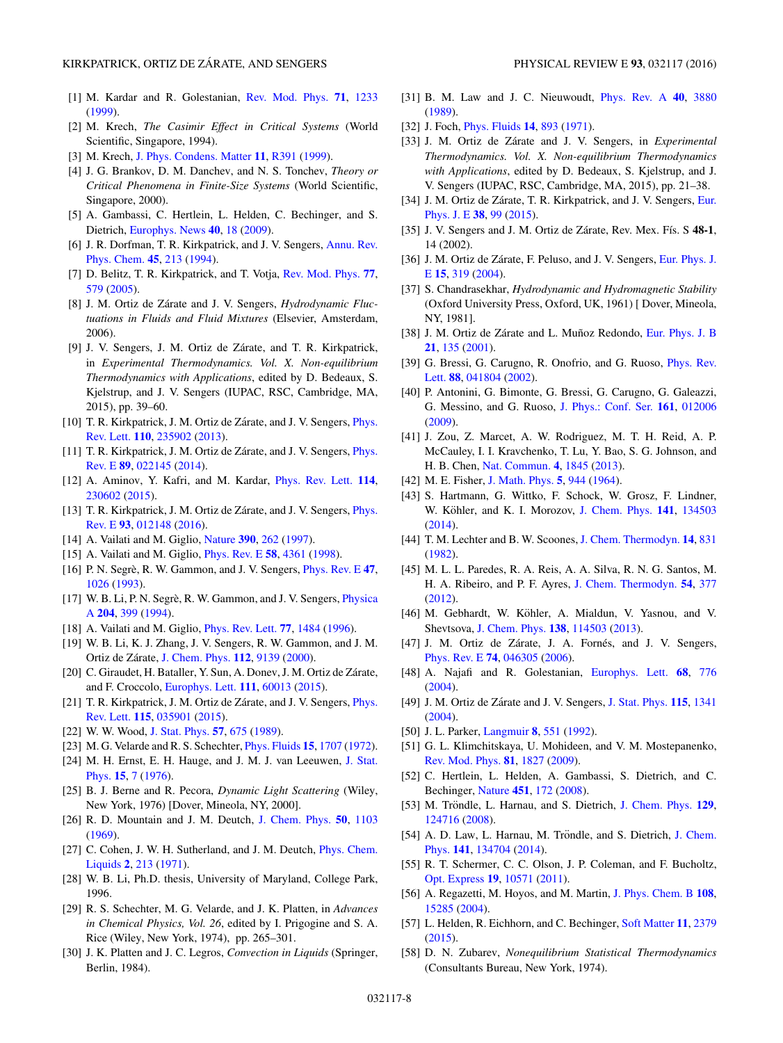[1] M. Kardar and R. Golestanian, Rev. Mod. Phys. **71**, 1233 (1999).

[2] M. Krech, *The Casimir Effect in Critical Systems* (World Scientific, Singapore, 1994).

[3] M. Krech, J. Phys. Condens. Matter **11**, R391 (1999).

[4] J. G. Brankov, D. M. Danchev, and N. S. Tonchev, *Theory or Critical Phenomena in Finite-Size Systems* (World Scientific, Singapore, 2000).

[5] A. Gambassi, C. Hertlein, L. Helden, C. Bechinger, and S. Dietrich, Europhys. News **40**, 18 (2009).

[6] J. R. Dorfman, T. R. Kirkpatrick, and J. V. Sengers, Annu. Rev. Phys. Chem. **45**, 213 (1994).

[7] D. Belitz, T. R. Kirkpatrick, and T. Votja, Rev. Mod. Phys. **77**, 579 (2005).

[8] J. M. Ortiz de Zárate and J. V. Sengers, *Hydrodynamic Fluctuations in Fluids and Fluid Mixtures* (Elsevier, Amsterdam, 2006).

[9] J. V. Sengers, J. M. Ortiz de Zárate, and T. R. Kirkpatrick, in *Experimental Thermodynamics. Vol. X. Non-equilibrium Thermodynamics with Applications*, edited by D. Bedeaux, S. Kjelstrup, and J. V. Sengers (IUPAC, RSC, Cambridge, MA, 2015), pp. 39–60.

[10] T. R. Kirkpatrick, J. M. Ortiz de Zárate, and J. V. Sengers, Phys. Rev. Lett. **110**, 235902 (2013).

[11] T. R. Kirkpatrick, J. M. Ortiz de Zárate, and J. V. Sengers, Phys. Rev. E **89**, 022145 (2014).

[12] A. Aminov, Y. Kafri, and M. Kardar, Phys. Rev. Lett. **114**, 230602 (2015).

[13] T. R. Kirkpatrick, J. M. Ortiz de Zárate, and J. V. Sengers, Phys. Rev. E **93**, 012148 (2016).

[14] A. Vailati and M. Giglio, Nature **390**, 262 (1997).

[15] A. Vailati and M. Giglio, Phys. Rev. E **58**, 4361 (1998).

[16] P. N. Segrè, R. W. Gammon, and J. V. Sengers, Phys. Rev. E **47**, 1026 (1993).

[17] W. B. Li, P. N. Segrè, R. W. Gammon, and J. V. Sengers, Physica A **204**, 399 (1994).

[18] A. Vailati and M. Giglio, Phys. Rev. Lett. **77**, 1484 (1996).

[19] W. B. Li, K. J. Zhang, J. V. Sengers, R. W. Gammon, and J. M. Ortiz de Zárate, J. Chem. Phys. **112**, 9139 (2000).

[20] C. Giraudet, H. Bataller, Y. Sun, A. Donev, J. M. Ortiz de Zárate, and F. Croccolo, Europhys. Lett. **111**, 60013 (2015).

[21] T. R. Kirkpatrick, J. M. Ortiz de Zárate, and J. V. Sengers, Phys. Rev. Lett. **115**, 035901 (2015).

[22] W. W. Wood, J. Stat. Phys. **57**, 675 (1989).

[23] M. G. Velarde and R. S. Schechter, Phys. Fluids **15**, 1707 (1972).

[24] M. H. Ernst, E. H. Hauge, and J. M. J. van Leeuwen, J. Stat. Phys. **15**, 7 (1976).

[25] B. J. Berne and R. Pecora, *Dynamic Light Scattering* (Wiley, New York, 1976) [Dover, Mineola, NY, 2000].

[26] R. D. Mountain and J. M. Deutch, J. Chem. Phys. **50**, 1103 (1969).

[27] C. Cohen, J. W. H. Sutherland, and J. M. Deutch, Phys. Chem. Liquids **2**, 213 (1971).

[28] W. B. Li, Ph.D. thesis, University of Maryland, College Park, 1996.

[29] R. S. Schechter, M. G. Velarde, and J. K. Platten, in *Advances in Chemical Physics, Vol. 26*, edited by I. Prigogine and S. A. Rice (Wiley, New York, 1974), pp. 265–301.

[30] J. K. Platten and J. C. Legros, *Convection in Liquids* (Springer, Berlin, 1984).

[31] B. M. Law and J. C. Nieuwoudt, Phys. Rev. A **40**, 3880 (1989).

[32] J. Foch, Phys. Fluids **14**, 893 (1971).

[33] J. M. Ortiz de Zárate and J. V. Sengers, in *Experimental Thermodynamics. Vol. X. Non-equilibrium Thermodynamics with Applications*, edited by D. Bedeaux, S. Kjelstrup, and J. V. Sengers (IUPAC, RSC, Cambridge, MA, 2015), pp. 21–38.

[34] J. M. Ortiz de Zárate, T. R. Kirkpatrick, and J. V. Sengers, Eur. Phys. J. E **38**, 99 (2015).

[35] J. V. Sengers and J. M. Ortiz de Zárate, Rev. Mex. Fís. S **48-1**, 14 (2002).

[36] J. M. Ortiz de Zárate, F. Peluso, and J. V. Sengers, Eur. Phys. J. E **15**, 319 (2004).

[37] S. Chandrasekhar, *Hydrodynamic and Hydromagnetic Stability* (Oxford University Press, Oxford, UK, 1961) [ Dover, Mineola, NY, 1981].

[38] J. M. Ortiz de Zárate and L. Muñoz Redondo, Eur. Phys. J. B **21**, 135 (2001).

[39] G. Bressi, G. Carugno, R. Onofrio, and G. Ruoso, Phys. Rev. Lett. **88**, 041804 (2002).

[40] P. Antonini, G. Bimonte, G. Bressi, G. Carugno, G. Galeazzi, G. Messino, and G. Ruoso, J. Phys.: Conf. Ser. **161**, 012006 (2009).

[41] J. Zou, Z. Marcet, A. W. Rodriguez, M. T. H. Reid, A. P. McCauley, I. I. Kravchenko, T. Lu, Y. Bao, S. G. Johnson, and H. B. Chen, Nat. Commun. **4**, 1845 (2013).

[42] M. E. Fisher, J. Math. Phys. **5**, 944 (1964).

[43] S. Hartmann, G. Wittko, F. Schock, W. Grosz, F. Lindner, W. Köhler, and K. I. Morozov, J. Chem. Phys. **141**, 134503 (2014).

[44] T. M. Lechter and B. W. Scoones, J. Chem. Thermodyn. **14**, 831 (1982).

[45] M. L. L. Paredes, R. A. Reis, A. A. Silva, R. N. G. Santos, M. H. A. Ribeiro, and P. F. Ayres, J. Chem. Thermodyn. **54**, 377 (2012).

[46] M. Gebhardt, W. Köhler, A. Mialdun, V. Yasnou, and V. Shevtsova, J. Chem. Phys. **138**, 114503 (2013).

[47] J. M. Ortiz de Zárate, J. A. Fornés, and J. V. Sengers, Phys. Rev. E **74**, 046305 (2006).

[48] A. Najafi and R. Golestanian, Europhys. Lett. **68**, 776 (2004).

[49] J. M. Ortiz de Zárate and J. V. Sengers, J. Stat. Phys. **115**, 1341 (2004).

[50] J. L. Parker, Langmuir **8**, 551 (1992).

[51] G. L. Klimchitskaya, U. Mohideen, and V. M. Mostepanenko, Rev. Mod. Phys. **81**, 1827 (2009).

[52] C. Hertlein, L. Helden, A. Gambassi, S. Dietrich, and C. Bechinger, Nature **451**, 172 (2008).

[53] M. Tröndle, L. Harnau, and S. Dietrich, J. Chem. Phys. **129**, 124716 (2008).

[54] A. D. Law, L. Harnau, M. Tröndle, and S. Dietrich, J. Chem. Phys. **141**, 134704 (2014).

[55] R. T. Schermer, C. C. Olson, J. P. Coleman, and F. Bucholtz, Opt. Express **19**, 10571 (2011).

[56] A. Regazzetti, M. Hoyos, and M. Martin, J. Phys. Chem. B **108**, 15285 (2004).

[57] L. Helden, R. Eichhorn, and C. Bechinger, Soft Matter **11**, 2379 (2015).

[58] D. N. Zubarev, *Nonequilibrium Statistical Thermodynamics* (Consultants Bureau, New York, 1974).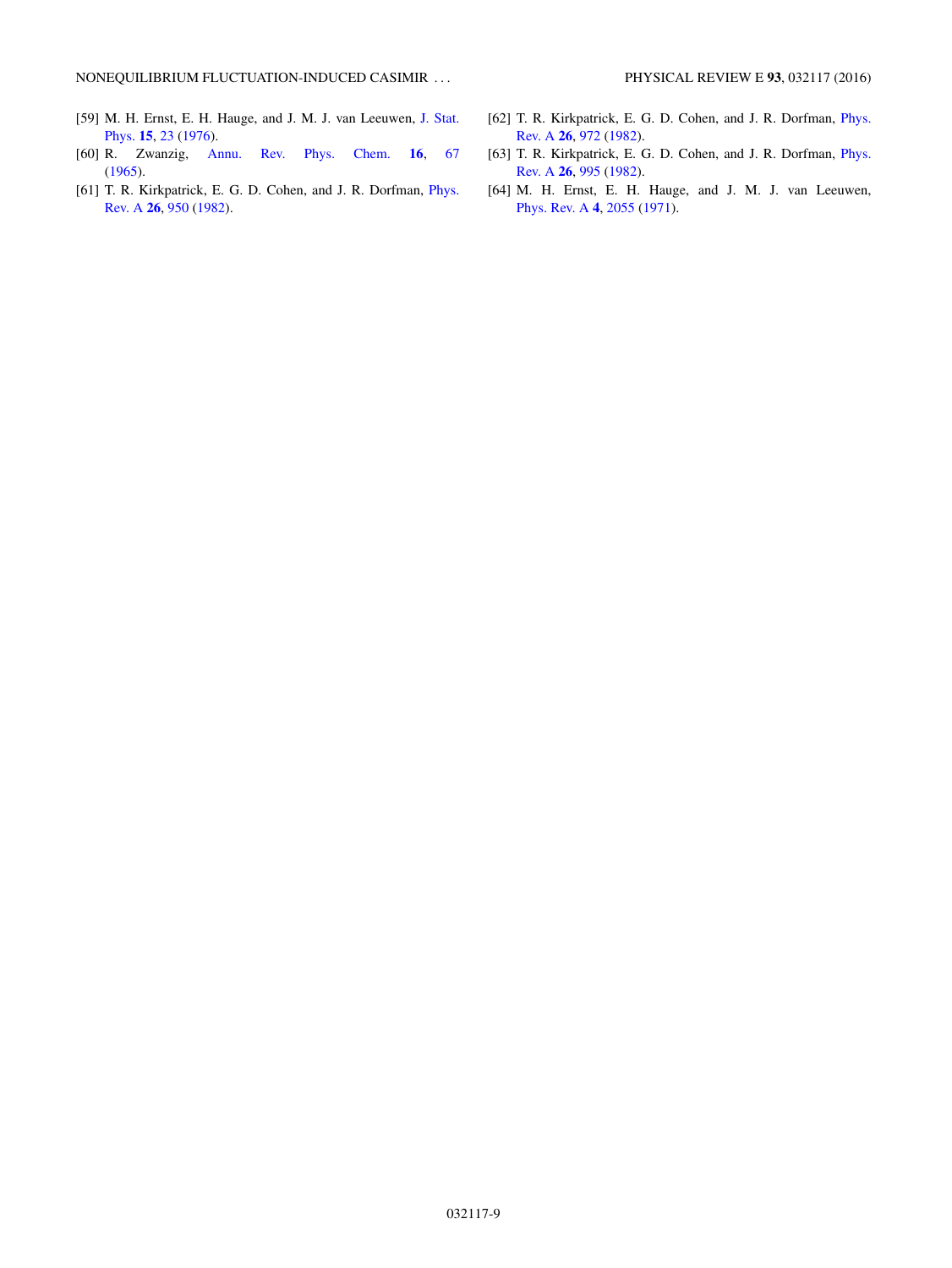[59] M. H. Ernst, E. H. Hauge, and J. M. J. van Leeuwen, J. Stat. Phys. **15**, 23 (1976).

[60] R. Zwanzig, Annu. Rev. Phys. Chem. **16**, 67 (1965).

[61] T. R. Kirkpatrick, E. G. D. Cohen, and J. R. Dorfman, Phys. Rev. A **26**, 950 (1982).

[62] T. R. Kirkpatrick, E. G. D. Cohen, and J. R. Dorfman, Phys. Rev. A **26**, 972 (1982).

[63] T. R. Kirkpatrick, E. G. D. Cohen, and J. R. Dorfman, Phys. Rev. A **26**, 995 (1982).

[64] M. H. Ernst, E. H. Hauge, and J. M. J. van Leeuwen, Phys. Rev. A **4**, 2055 (1971).